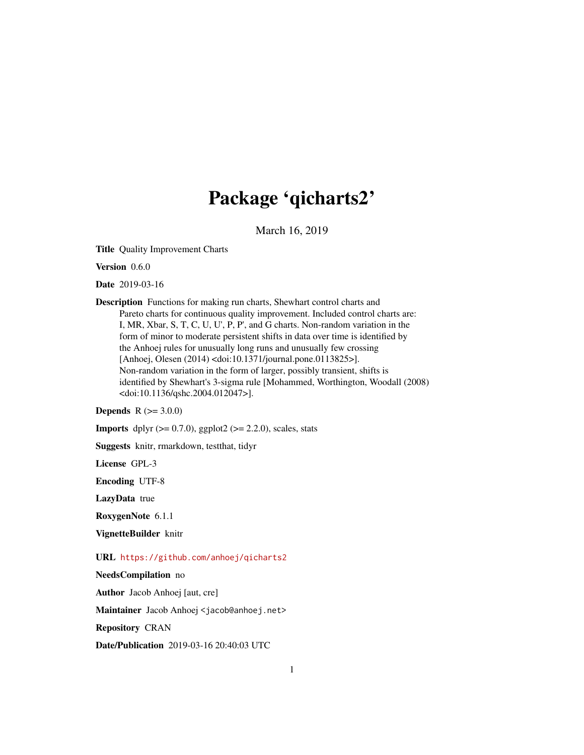# Package 'qicharts2'

March 16, 2019

**Title** Quality Improvement Charts

**Version** 0.6.0

**Date** 2019-03-16

**Description** Functions for making run charts, Shewhart control charts and Pareto charts for continuous quality improvement. Included control charts are: I, MR, Xbar, S, T, C, U, U', P, P', and G charts. Non-random variation in the form of minor to moderate persistent shifts in data over time is identified by the Anhoej rules for unusually long runs and unusually few crossing [Anhoej, Olesen (2014) <doi:10.1371/journal.pone.0113825>]. Non-random variation in the form of larger, possibly transient, shifts is identified by Shewhart's 3-sigma rule [Mohammed, Worthington, Woodall (2008) <doi:10.1136/qshc.2004.012047>].

**Depends** R (>= 3.0.0)

**Imports** dplyr (>= 0.7.0), ggplot2 (>= 2.2.0), scales, stats

**Suggests** knitr, rmarkdown, testthat, tidyr

**License** GPL-3

**Encoding** UTF-8

**LazyData** true

**RoxygenNote** 6.1.1

**VignetteBuilder** knitr

**URL** https://github.com/anhoej/qicharts2

**NeedsCompilation** no

**Author** Jacob Anhoej [aut, cre]

**Maintainer** Jacob Anhoej <jacob@anhoej.net>

**Repository** CRAN

**Date/Publication** 2019-03-16 20:40:03 UTC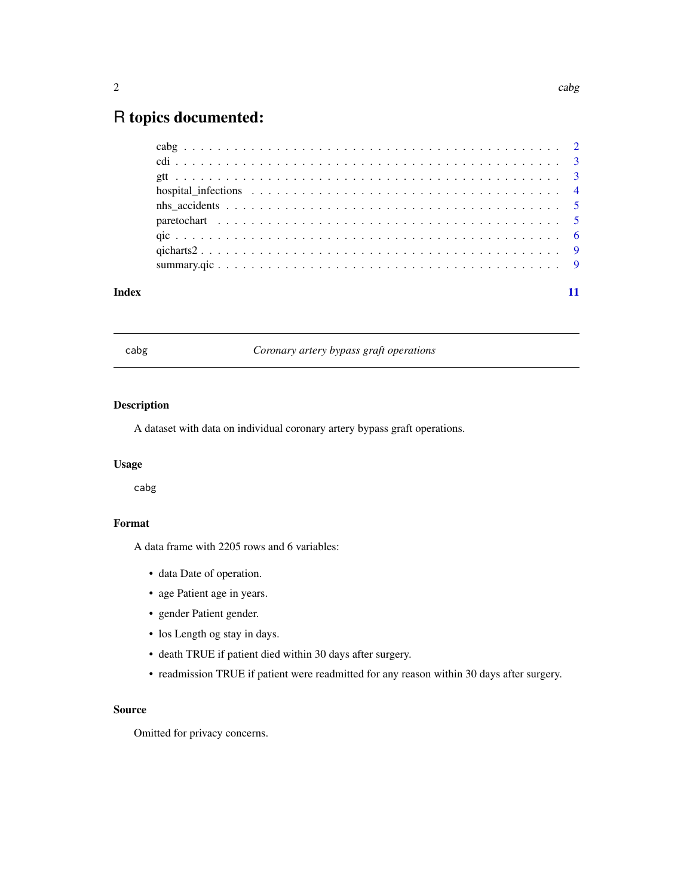# R topics documented:

- cabg . . . . . . . . . . . . . . . . . . . . . . . . . . . . . . . . . . . . . . . . . . 2
- cdi . . . . . . . . . . . . . . . . . . . . . . . . . . . . . . . . . . . . . . . . . . . 3
- gtt . . . . . . . . . . . . . . . . . . . . . . . . . . . . . . . . . . . . . . . . . . . 3
- hospital_infections . . . . . . . . . . . . . . . . . . . . . . . . . . . . . . . . . 4
- nhs_accidents . . . . . . . . . . . . . . . . . . . . . . . . . . . . . . . . . . . . 5
- paretochart . . . . . . . . . . . . . . . . . . . . . . . . . . . . . . . . . . . . . 5
- qic . . . . . . . . . . . . . . . . . . . . . . . . . . . . . . . . . . . . . . . . . . . 6
- qicharts2 . . . . . . . . . . . . . . . . . . . . . . . . . . . . . . . . . . . . . . . 9
- summary.qic . . . . . . . . . . . . . . . . . . . . . . . . . . . . . . . . . . . . . 9

**Index** 11

---

## `cabg` — *Coronary artery bypass graft operations*

### Description

A dataset with data on individual coronary artery bypass graft operations.

### Usage

```
cabg
```

### Format

A data frame with 2205 rows and 6 variables:

- data Date of operation.
- age Patient age in years.
- gender Patient gender.
- los Length og stay in days.
- death TRUE if patient died within 30 days after surgery.
- readmission TRUE if patient were readmitted for any reason within 30 days after surgery.

### Source

Omitted for privacy concerns.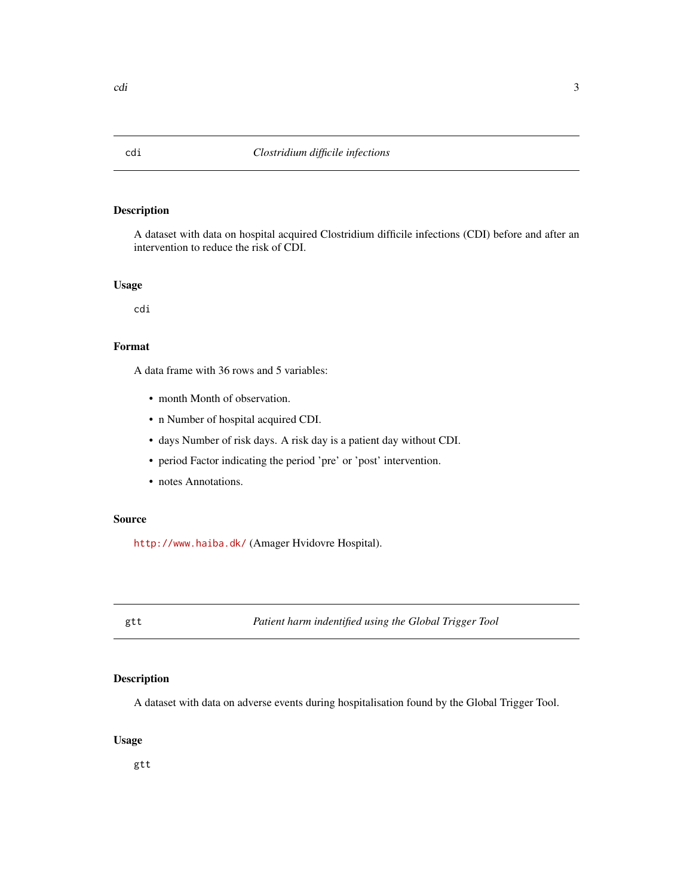## cdi — *Clostridium difficile infections*

### Description

A dataset with data on hospital acquired Clostridium difficile infections (CDI) before and after an intervention to reduce the risk of CDI.

### Usage

```
cdi
```

### Format

A data frame with 36 rows and 5 variables:

- month Month of observation.
- n Number of hospital acquired CDI.
- days Number of risk days. A risk day is a patient day without CDI.
- period Factor indicating the period 'pre' or 'post' intervention.
- notes Annotations.

### Source

http://www.haiba.dk/ (Amager Hvidovre Hospital).

## gtt — *Patient harm indentified using the Global Trigger Tool*

### Description

A dataset with data on adverse events during hospitalisation found by the Global Trigger Tool.

### Usage

```
gtt
```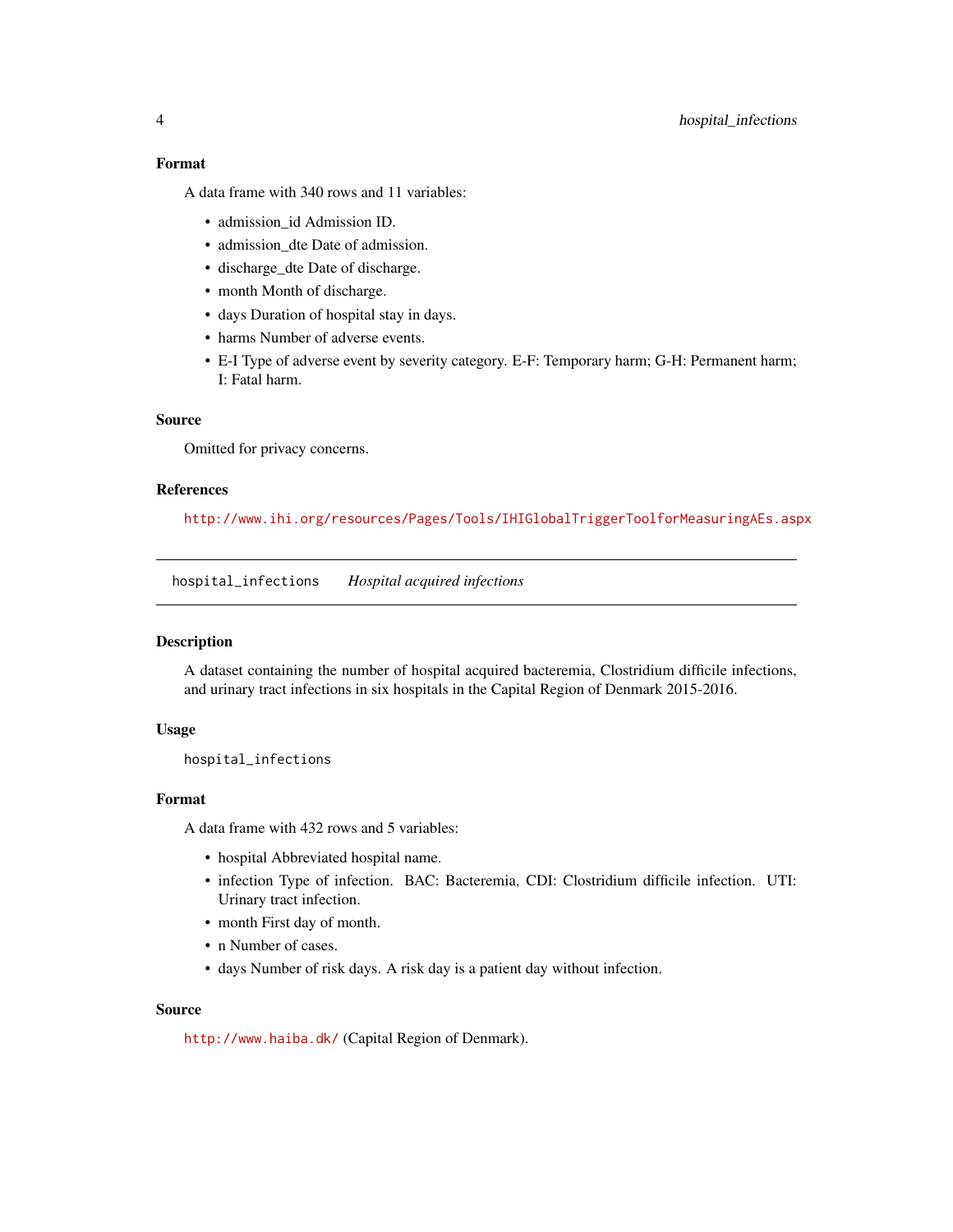### Format

A data frame with 340 rows and 11 variables:

- admission_id Admission ID.
- admission_dte Date of admission.
- discharge_dte Date of discharge.
- month Month of discharge.
- days Duration of hospital stay in days.
- harms Number of adverse events.
- E-I Type of adverse event by severity category. E-F: Temporary harm; G-H: Permanent harm; I: Fatal harm.

### Source

Omitted for privacy concerns.

### References

http://www.ihi.org/resources/Pages/Tools/IHIGlobalTriggerToolforMeasuringAEs.aspx

---

## hospital_infections *Hospital acquired infections*

### Description

A dataset containing the number of hospital acquired bacteremia, Clostridium difficile infections, and urinary tract infections in six hospitals in the Capital Region of Denmark 2015-2016.

### Usage

```
hospital_infections
```

### Format

A data frame with 432 rows and 5 variables:

- hospital Abbreviated hospital name.
- infection Type of infection. BAC: Bacteremia, CDI: Clostridium difficile infection. UTI: Urinary tract infection.
- month First day of month.
- n Number of cases.
- days Number of risk days. A risk day is a patient day without infection.

### Source

http://www.haiba.dk/ (Capital Region of Denmark).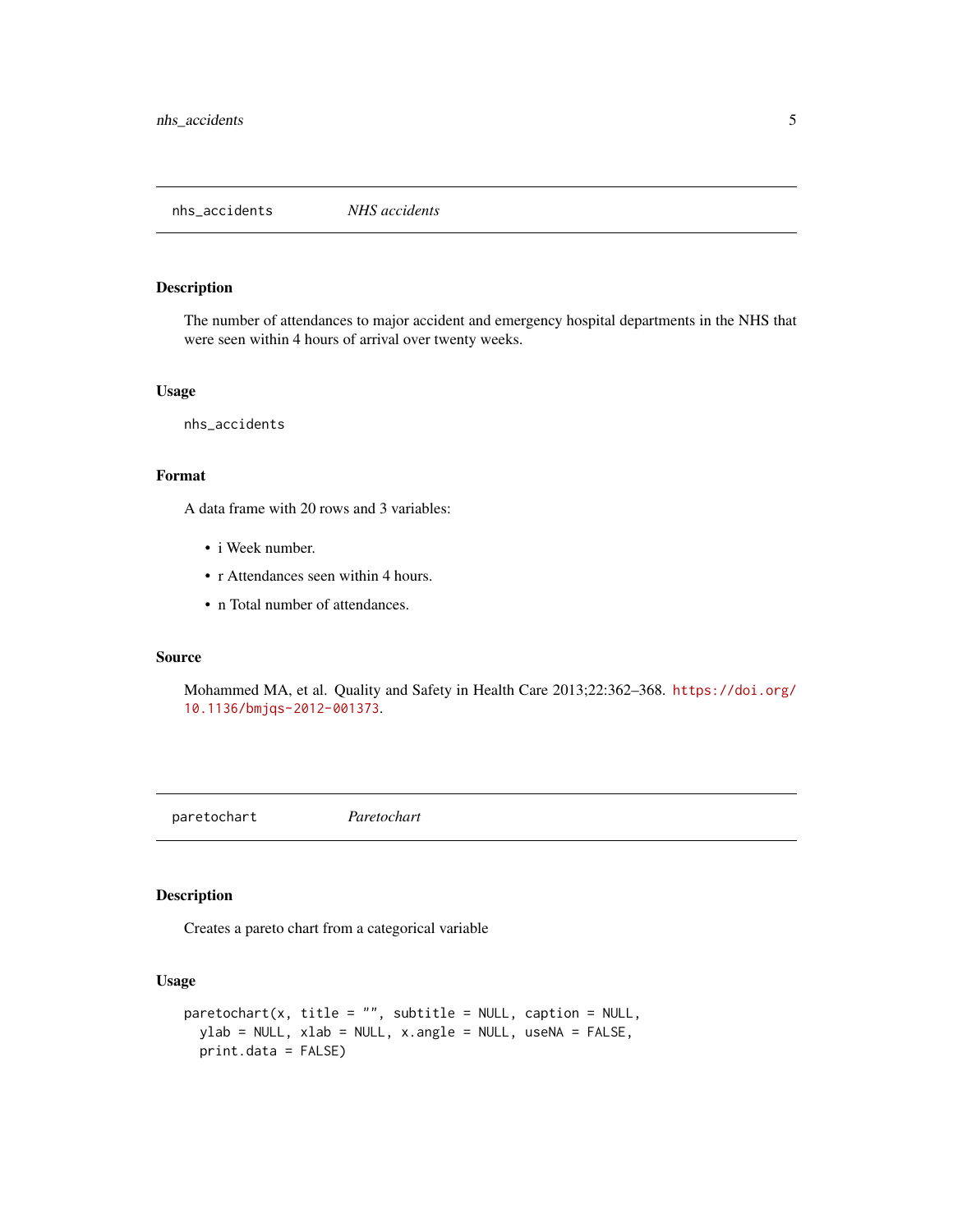## nhs_accidents — *NHS accidents*

### Description

The number of attendances to major accident and emergency hospital departments in the NHS that were seen within 4 hours of arrival over twenty weeks.

### Usage

```
nhs_accidents
```

### Format

A data frame with 20 rows and 3 variables:

- i Week number.
- r Attendances seen within 4 hours.
- n Total number of attendances.

### Source

Mohammed MA, et al. Quality and Safety in Health Care 2013;22:362–368. https://doi.org/10.1136/bmjqs-2012-001373.

## paretochart — *Paretochart*

### Description

Creates a pareto chart from a categorical variable

### Usage

```
paretochart(x, title = "", subtitle = NULL, caption = NULL,
  ylab = NULL, xlab = NULL, x.angle = NULL, useNA = FALSE,
  print.data = FALSE)
```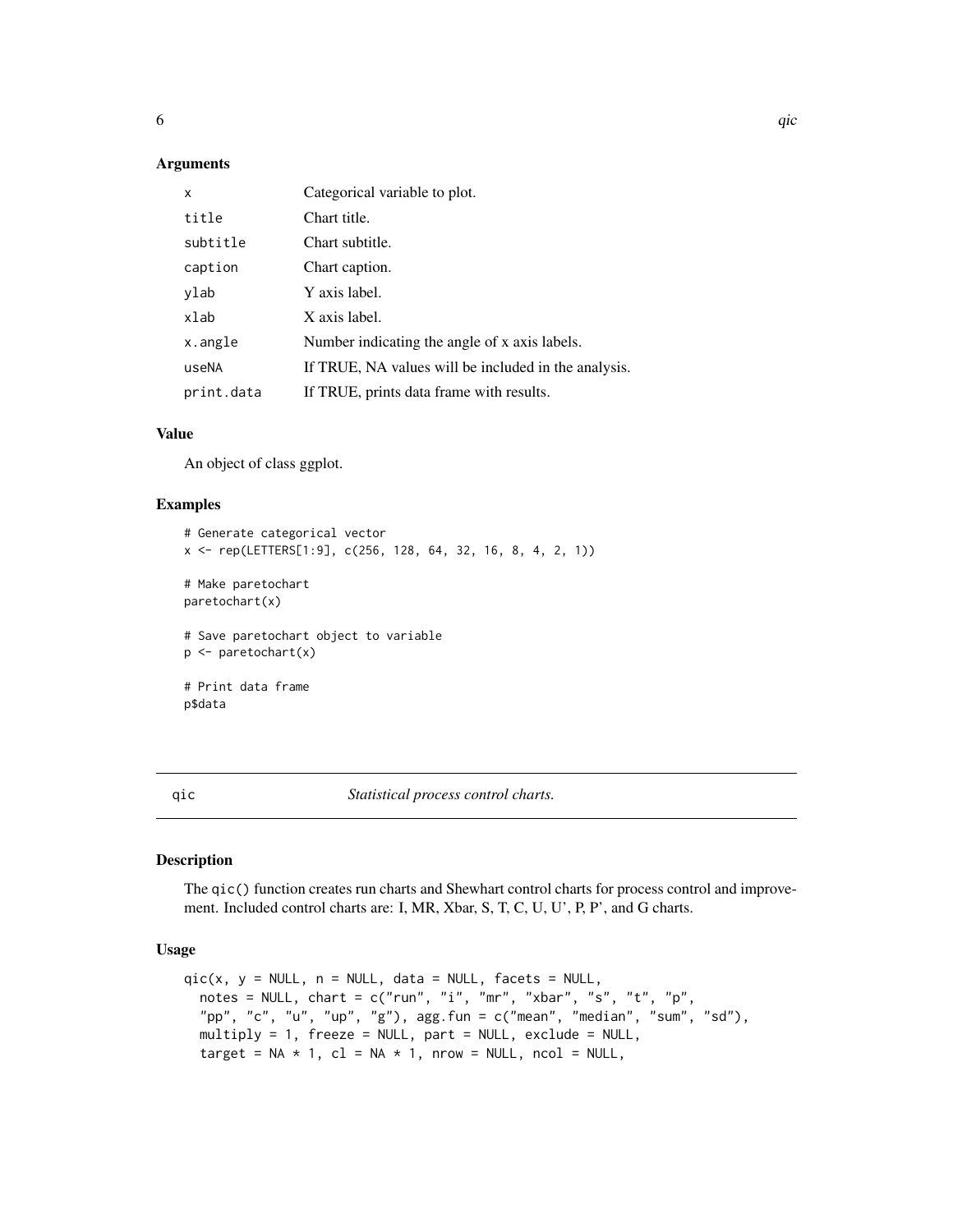### Arguments

| | |
|---|---|
| x | Categorical variable to plot. |
| title | Chart title. |
| subtitle | Chart subtitle. |
| caption | Chart caption. |
| ylab | Y axis label. |
| xlab | X axis label. |
| x.angle | Number indicating the angle of x axis labels. |
| useNA | If TRUE, NA values will be included in the analysis. |
| print.data | If TRUE, prints data frame with results. |

### Value

An object of class ggplot.

### Examples

```
# Generate categorical vector
x <- rep(LETTERS[1:9], c(256, 128, 64, 32, 16, 8, 4, 2, 1))

# Make paretochart
paretochart(x)

# Save paretochart object to variable
p <- paretochart(x)

# Print data frame
p$data
```

---

## qic — *Statistical process control charts.*

### Description

The `qic()` function creates run charts and Shewhart control charts for process control and improvement. Included control charts are: I, MR, Xbar, S, T, C, U, U', P, P', and G charts.

### Usage

```
qic(x, y = NULL, n = NULL, data = NULL, facets = NULL,
  notes = NULL, chart = c("run", "i", "mr", "xbar", "s", "t", "p",
  "pp", "c", "u", "up", "g"), agg.fun = c("mean", "median", "sum", "sd"),
  multiply = 1, freeze = NULL, part = NULL, exclude = NULL,
  target = NA * 1, cl = NA * 1, nrow = NULL, ncol = NULL,
```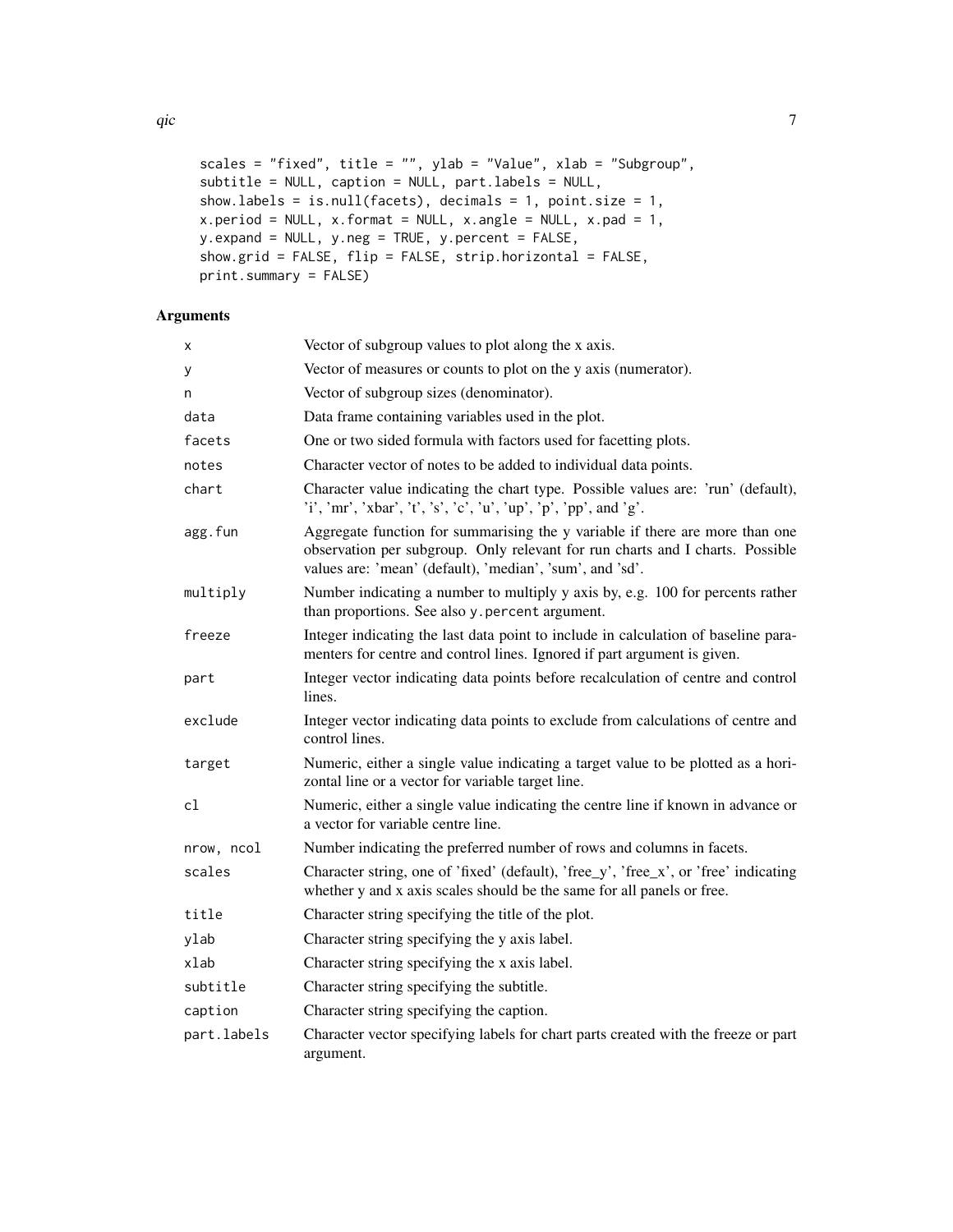```
scales = "fixed", title = "", ylab = "Value", xlab = "Subgroup",
subtitle = NULL, caption = NULL, part.labels = NULL,
show.labels = is.null(facets), decimals = 1, point.size = 1,
x.period = NULL, x.format = NULL, x.angle = NULL, x.pad = 1,
y.expand = NULL, y.neg = TRUE, y.percent = FALSE,
show.grid = FALSE, flip = FALSE, strip.horizontal = FALSE,
print.summary = FALSE)
```

## Arguments

| | |
|---|---|
| `x` | Vector of subgroup values to plot along the x axis. |
| `y` | Vector of measures or counts to plot on the y axis (numerator). |
| `n` | Vector of subgroup sizes (denominator). |
| `data` | Data frame containing variables used in the plot. |
| `facets` | One or two sided formula with factors used for facetting plots. |
| `notes` | Character vector of notes to be added to individual data points. |
| `chart` | Character value indicating the chart type. Possible values are: 'run' (default), 'i', 'mr', 'xbar', 't', 's', 'c', 'u', 'up', 'p', 'pp', and 'g'. |
| `agg.fun` | Aggregate function for summarising the y variable if there are more than one observation per subgroup. Only relevant for run charts and I charts. Possible values are: 'mean' (default), 'median', 'sum', and 'sd'. |
| `multiply` | Number indicating a number to multiply y axis by, e.g. 100 for percents rather than proportions. See also `y.percent` argument. |
| `freeze` | Integer indicating the last data point to include in calculation of baseline paramenters for centre and control lines. Ignored if part argument is given. |
| `part` | Integer vector indicating data points before recalculation of centre and control lines. |
| `exclude` | Integer vector indicating data points to exclude from calculations of centre and control lines. |
| `target` | Numeric, either a single value indicating a target value to be plotted as a horizontal line or a vector for variable target line. |
| `cl` | Numeric, either a single value indicating the centre line if known in advance or a vector for variable centre line. |
| `nrow, ncol` | Number indicating the preferred number of rows and columns in facets. |
| `scales` | Character string, one of 'fixed' (default), 'free_y', 'free_x', or 'free' indicating whether y and x axis scales should be the same for all panels or free. |
| `title` | Character string specifying the title of the plot. |
| `ylab` | Character string specifying the y axis label. |
| `xlab` | Character string specifying the x axis label. |
| `subtitle` | Character string specifying the subtitle. |
| `caption` | Character string specifying the caption. |
| `part.labels` | Character vector specifying labels for chart parts created with the freeze or part argument. |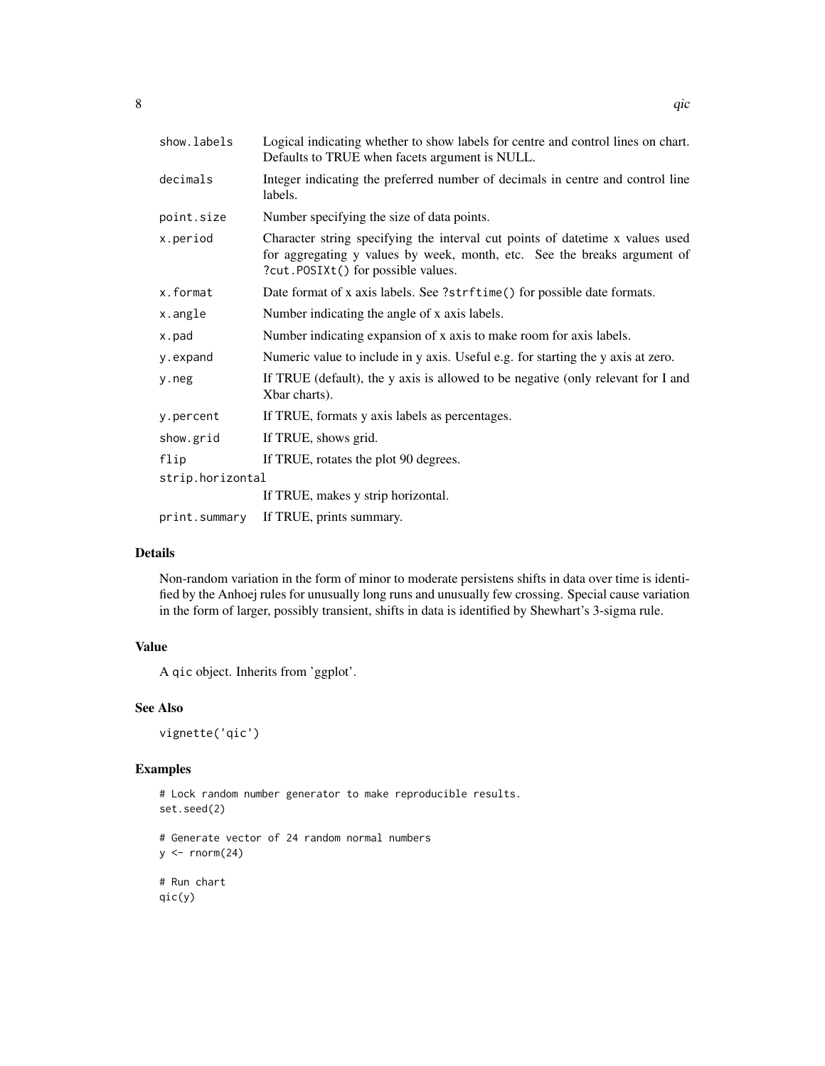| | |
|---|---|
| `show.labels` | Logical indicating whether to show labels for centre and control lines on chart. Defaults to TRUE when facets argument is NULL. |
| `decimals` | Integer indicating the preferred number of decimals in centre and control line labels. |
| `point.size` | Number specifying the size of data points. |
| `x.period` | Character string specifying the interval cut points of datetime x values used for aggregating y values by week, month, etc. See the breaks argument of `?cut.POSIXt()` for possible values. |
| `x.format` | Date format of x axis labels. See `?strftime()` for possible date formats. |
| `x.angle` | Number indicating the angle of x axis labels. |
| `x.pad` | Number indicating expansion of x axis to make room for axis labels. |
| `y.expand` | Numeric value to include in y axis. Useful e.g. for starting the y axis at zero. |
| `y.neg` | If TRUE (default), the y axis is allowed to be negative (only relevant for I and Xbar charts). |
| `y.percent` | If TRUE, formats y axis labels as percentages. |
| `show.grid` | If TRUE, shows grid. |
| `flip` | If TRUE, rotates the plot 90 degrees. |
| `strip.horizontal` | If TRUE, makes y strip horizontal. |
| `print.summary` | If TRUE, prints summary. |

## Details

Non-random variation in the form of minor to moderate persistens shifts in data over time is identified by the Anhoej rules for unusually long runs and unusually few crossing. Special cause variation in the form of larger, possibly transient, shifts in data is identified by Shewhart's 3-sigma rule.

## Value

A `qic` object. Inherits from 'ggplot'.

## See Also

`vignette('qic')`

## Examples

```
# Lock random number generator to make reproducible results.
set.seed(2)

# Generate vector of 24 random normal numbers
y <- rnorm(24)

# Run chart
qic(y)
```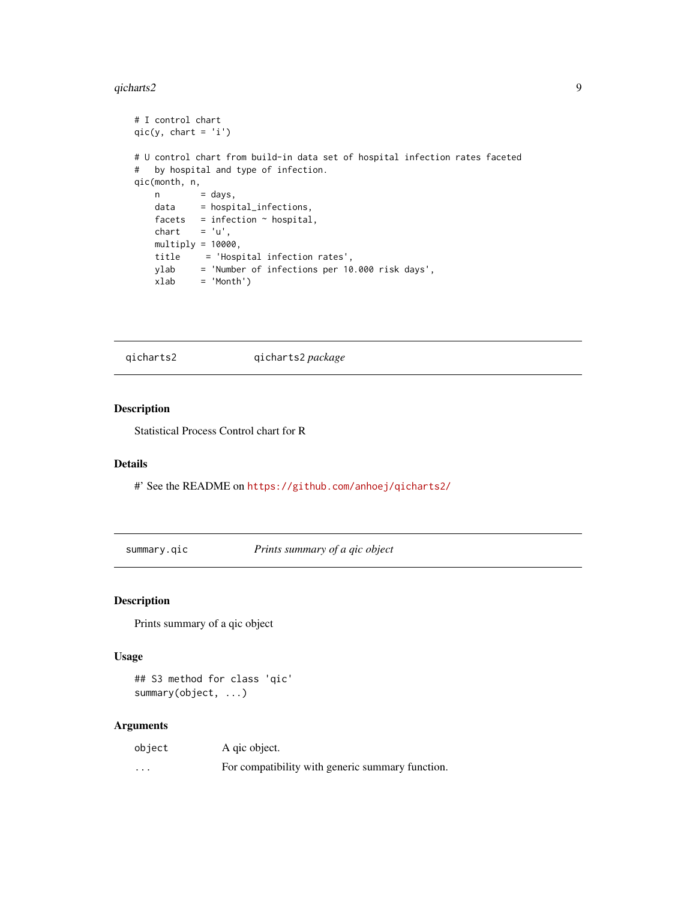```
# I control chart
qic(y, chart = 'i')

# U control chart from build-in data set of hospital infection rates faceted
#   by hospital and type of infection.
qic(month, n,
    n        = days,
    data     = hospital_infections,
    facets   = infection ~ hospital,
    chart    = 'u',
    multiply = 10000,
    title     = 'Hospital infection rates',
    ylab     = 'Number of infections per 10.000 risk days',
    xlab     = 'Month')
```

## qicharts2 — qicharts2 *package*

### Description

Statistical Process Control chart for R

### Details

#' See the README on https://github.com/anhoej/qicharts2/

## summary.qic — *Prints summary of a qic object*

### Description

Prints summary of a qic object

### Usage

```
## S3 method for class 'qic'
summary(object, ...)
```

### Arguments

| | |
|---|---|
| object | A qic object. |
| ... | For compatibility with generic summary function. |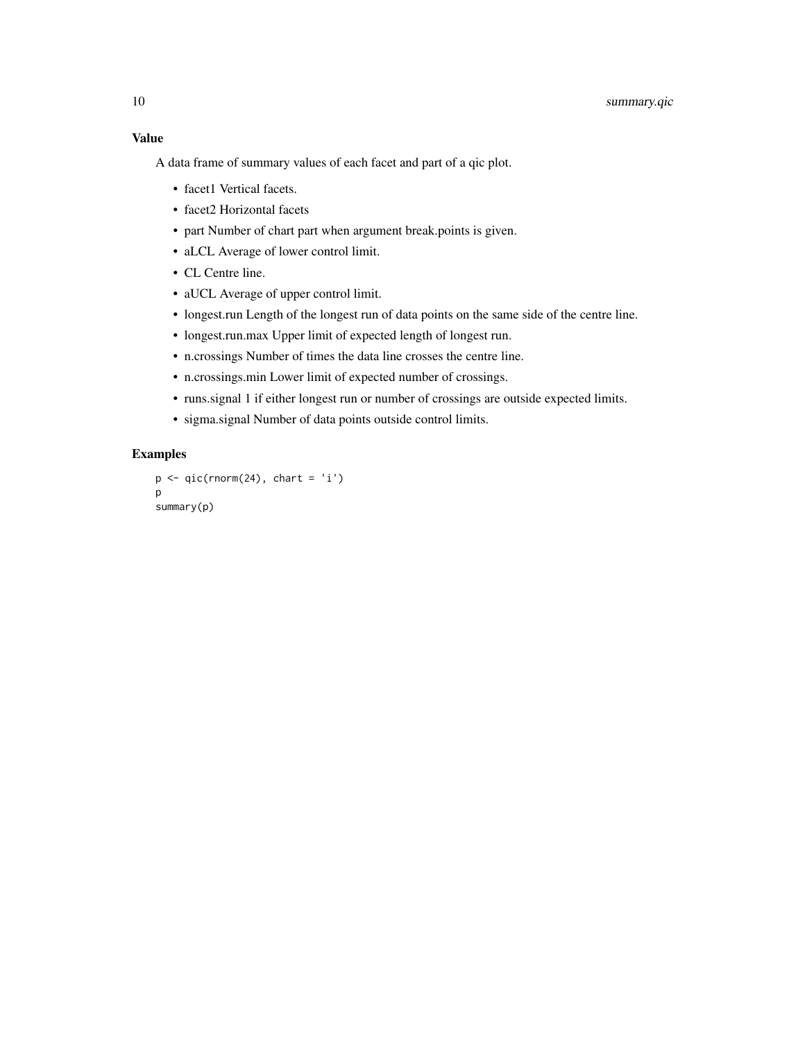### Value

A data frame of summary values of each facet and part of a qic plot.

- facet1 Vertical facets.
- facet2 Horizontal facets
- part Number of chart part when argument break.points is given.
- aLCL Average of lower control limit.
- CL Centre line.
- aUCL Average of upper control limit.
- longest.run Length of the longest run of data points on the same side of the centre line.
- longest.run.max Upper limit of expected length of longest run.
- n.crossings Number of times the data line crosses the centre line.
- n.crossings.min Lower limit of expected number of crossings.
- runs.signal 1 if either longest run or number of crossings are outside expected limits.
- sigma.signal Number of data points outside control limits.

### Examples

```
p <- qic(rnorm(24), chart = 'i')
p
summary(p)
```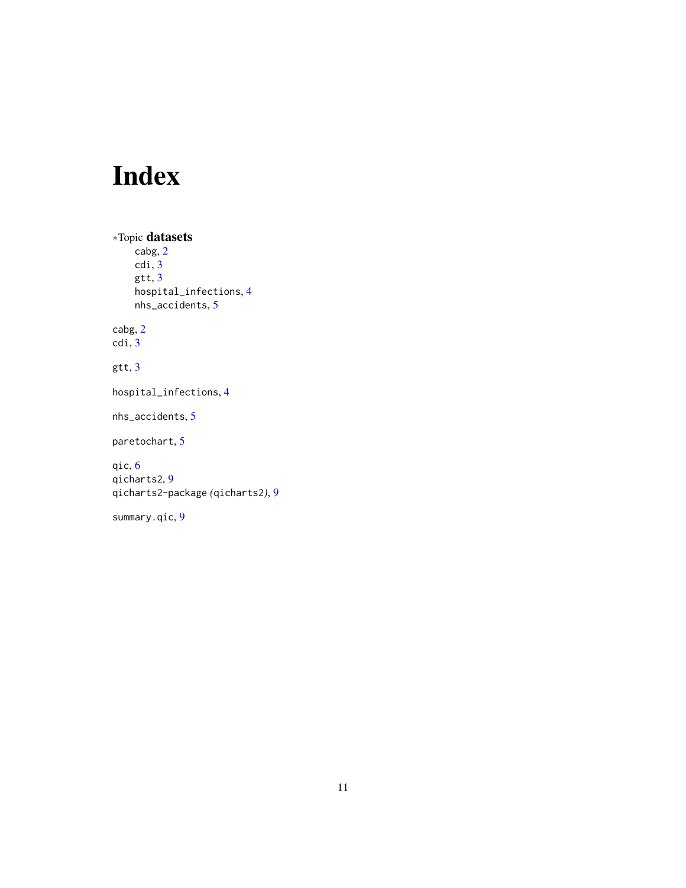# Index

∗Topic **datasets**

- cabg, 2
- cdi, 3
- gtt, 3
- hospital_infections, 4
- nhs_accidents, 5

cabg, 2
cdi, 3

gtt, 3

hospital_infections, 4

nhs_accidents, 5

paretochart, 5

qic, 6
qicharts2, 9
qicharts2-package *(*qicharts2*)*, 9

summary.qic, 9